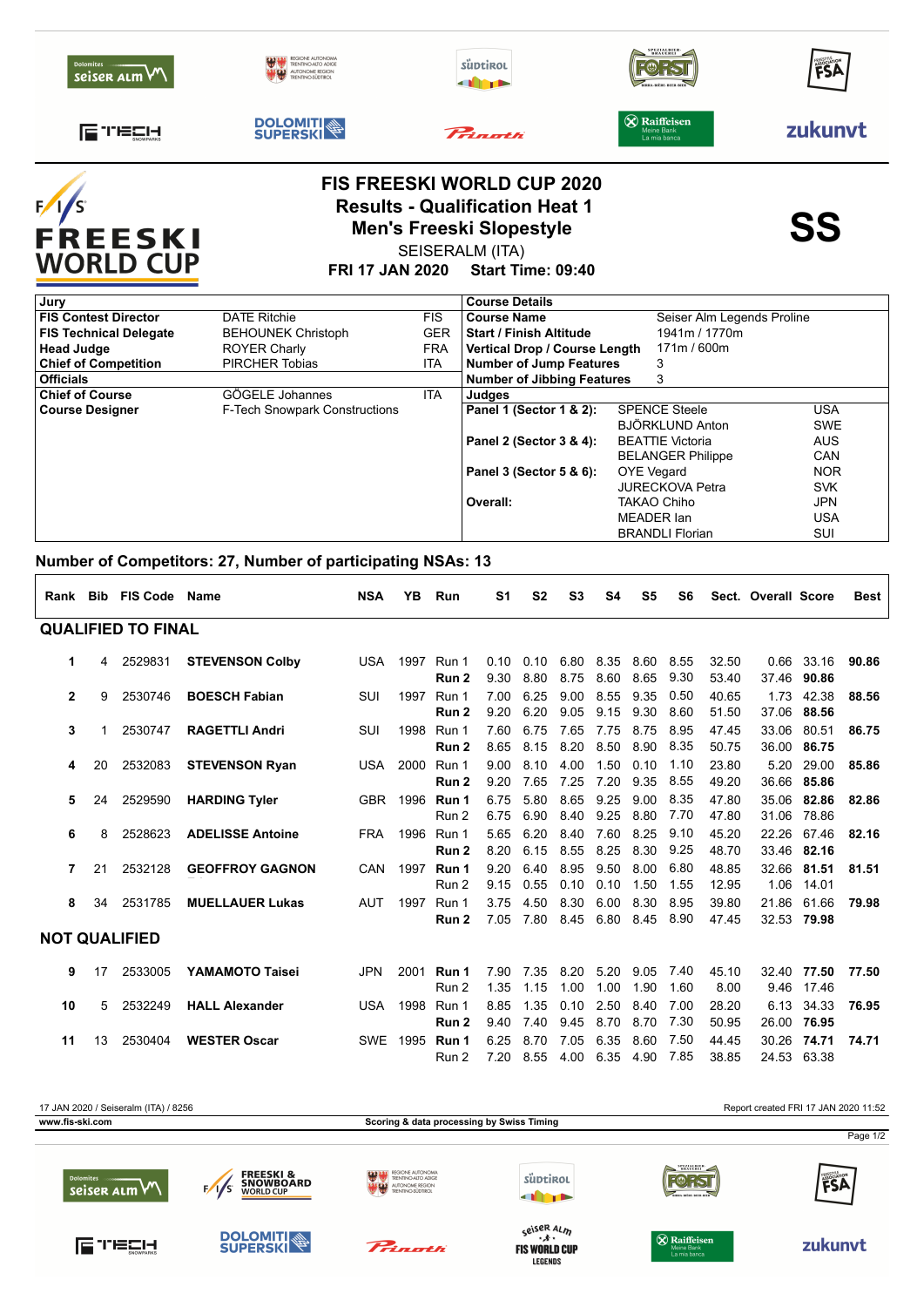# FIS FREESKI WORLD CUP 2020

## Results - Qualification Heat 1

## Men's Freeski Slopestyle

SEISERALM (ITA)

**FRI 17 JAN 2020 Start Time: 09:40**

**SS**

| Jury | | |
|---|---|---|
| **FIS Contest Director** | DATE Ritchie | FIS |
| **FIS Technical Delegate** | BEHOUNEK Christoph | GER |
| **Head Judge** | ROYER Charly | FRA |
| **Chief of Competition** | PIRCHER Tobias | ITA |
| **Officials** | | |
| **Chief of Course** | GÖGELE Johannes | ITA |
| **Course Designer** | F-Tech Snowpark Constructions | |

| Course Details | |
|---|---|
| **Course Name** | Seiser Alm Legends Proline |
| **Start / Finish Altitude** | 1941m / 1770m |
| **Vertical Drop / Course Length** | 171m / 600m |
| **Number of Jump Features** | 3 |
| **Number of Jibbing Features** | 3 |

| Judges | | |
|---|---|---|
| **Panel 1 (Sector 1 & 2):** | SPENCE Steele | USA |
| | BJÖRKLUND Anton | SWE |
| **Panel 2 (Sector 3 & 4):** | BEATTIE Victoria | AUS |
| | BELANGER Philippe | CAN |
| **Panel 3 (Sector 5 & 6):** | OYE Vegard | NOR |
| | JURECKOVA Petra | SVK |
| **Overall:** | TAKAO Chiho | JPN |
| | MEADER Ian | USA |
| | BRANDLI Florian | SUI |

**Number of Competitors: 27, Number of participating NSAs: 13**

| Rank | Bib | FIS Code | Name | NSA | YB | Run | S1 | S2 | S3 | S4 | S5 | S6 | Sect. | Overall | Score | Best |
|---|---|---|---|---|---|---|---|---|---|---|---|---|---|---|---|---|
| **QUALIFIED TO FINAL** | | | | | | | | | | | | | | | | |
| 1 | 4 | 2529831 | **STEVENSON Colby** | USA | 1997 | Run 1 | 0.10 | 0.10 | 6.80 | 8.35 | 8.60 | 8.55 | 32.50 | 0.66 | 33.16 | **90.86** |
| | | | | | | **Run 2** | 9.30 | 8.80 | 8.75 | 8.60 | 8.65 | 9.30 | 53.40 | 37.46 | **90.86** | |
| 2 | 9 | 2530746 | **BOESCH Fabian** | SUI | 1997 | Run 1 | 7.00 | 6.25 | 9.00 | 8.55 | 9.35 | 0.50 | 40.65 | 1.73 | 42.38 | **88.56** |
| | | | | | | **Run 2** | 9.20 | 6.20 | 9.05 | 9.15 | 9.30 | 8.60 | 51.50 | 37.06 | **88.56** | |
| 3 | 1 | 2530747 | **RAGETTLI Andri** | SUI | 1998 | Run 1 | 7.60 | 6.75 | 7.65 | 7.75 | 8.75 | 8.95 | 47.45 | 33.06 | 80.51 | **86.75** |
| | | | | | | **Run 2** | 8.65 | 8.15 | 8.20 | 8.50 | 8.90 | 8.35 | 50.75 | 36.00 | **86.75** | |
| 4 | 20 | 2532083 | **STEVENSON Ryan** | USA | 2000 | Run 1 | 9.00 | 8.10 | 4.00 | 1.50 | 0.10 | 1.10 | 23.80 | 5.20 | 29.00 | **85.86** |
| | | | | | | **Run 2** | 9.20 | 7.65 | 7.25 | 7.20 | 9.35 | 8.55 | 49.20 | 36.66 | **85.86** | |
| 5 | 24 | 2529590 | **HARDING Tyler** | GBR | 1996 | **Run 1** | 6.75 | 5.80 | 8.65 | 9.25 | 9.00 | 8.35 | 47.80 | 35.06 | **82.86** | **82.86** |
| | | | | | | Run 2 | 6.75 | 6.90 | 8.40 | 9.25 | 8.80 | 7.70 | 47.80 | 31.06 | 78.86 | |
| 6 | 8 | 2528623 | **ADELISSE Antoine** | FRA | 1996 | Run 1 | 5.65 | 6.20 | 8.40 | 7.60 | 8.25 | 9.10 | 45.20 | 22.26 | 67.46 | **82.16** |
| | | | | | | **Run 2** | 8.20 | 6.15 | 8.55 | 8.25 | 8.30 | 9.25 | 48.70 | 33.46 | **82.16** | |
| 7 | 21 | 2532128 | **GEOFFROY GAGNON** | CAN | 1997 | **Run 1** | 9.20 | 6.40 | 8.95 | 9.50 | 8.00 | 6.80 | 48.85 | 32.66 | **81.51** | **81.51** |
| | | | | | | Run 2 | 9.15 | 0.55 | 0.10 | 0.10 | 1.50 | 1.55 | 12.95 | 1.06 | 14.01 | |
| 8 | 34 | 2531785 | **MUELLAUER Lukas** | AUT | 1997 | Run 1 | 3.75 | 4.50 | 8.30 | 6.00 | 8.30 | 8.95 | 39.80 | 21.86 | 61.66 | **79.98** |
| | | | | | | **Run 2** | 7.05 | 7.80 | 8.45 | 6.80 | 8.45 | 8.90 | 47.45 | 32.53 | **79.98** | |
| **NOT QUALIFIED** | | | | | | | | | | | | | | | | |
| 9 | 17 | 2533005 | **YAMAMOTO Taisei** | JPN | 2001 | **Run 1** | 7.90 | 7.35 | 8.20 | 5.20 | 9.05 | 7.40 | 45.10 | 32.40 | **77.50** | **77.50** |
| | | | | | | Run 2 | 1.35 | 1.15 | 1.00 | 1.00 | 1.90 | 1.60 | 8.00 | 9.46 | 17.46 | |
| 10 | 5 | 2532249 | **HALL Alexander** | USA | 1998 | Run 1 | 8.85 | 1.35 | 0.10 | 2.50 | 8.40 | 7.00 | 28.20 | 6.13 | 34.33 | **76.95** |
| | | | | | | **Run 2** | 9.40 | 7.40 | 9.45 | 8.70 | 8.70 | 7.30 | 50.95 | 26.00 | **76.95** | |
| 11 | 13 | 2530404 | **WESTER Oscar** | SWE | 1995 | **Run 1** | 6.25 | 8.70 | 7.05 | 6.35 | 8.60 | 7.50 | 44.45 | 30.26 | **74.71** | **74.71** |
| | | | | | | Run 2 | 7.20 | 8.55 | 4.00 | 6.35 | 4.90 | 7.85 | 38.85 | 24.53 | 63.38 | |

17 JAN 2020 / Seiseralm (ITA) / 8256 — Report created FRI 17 JAN 2020 11:52

www.fis-ski.com — Scoring & data processing by Swiss Timing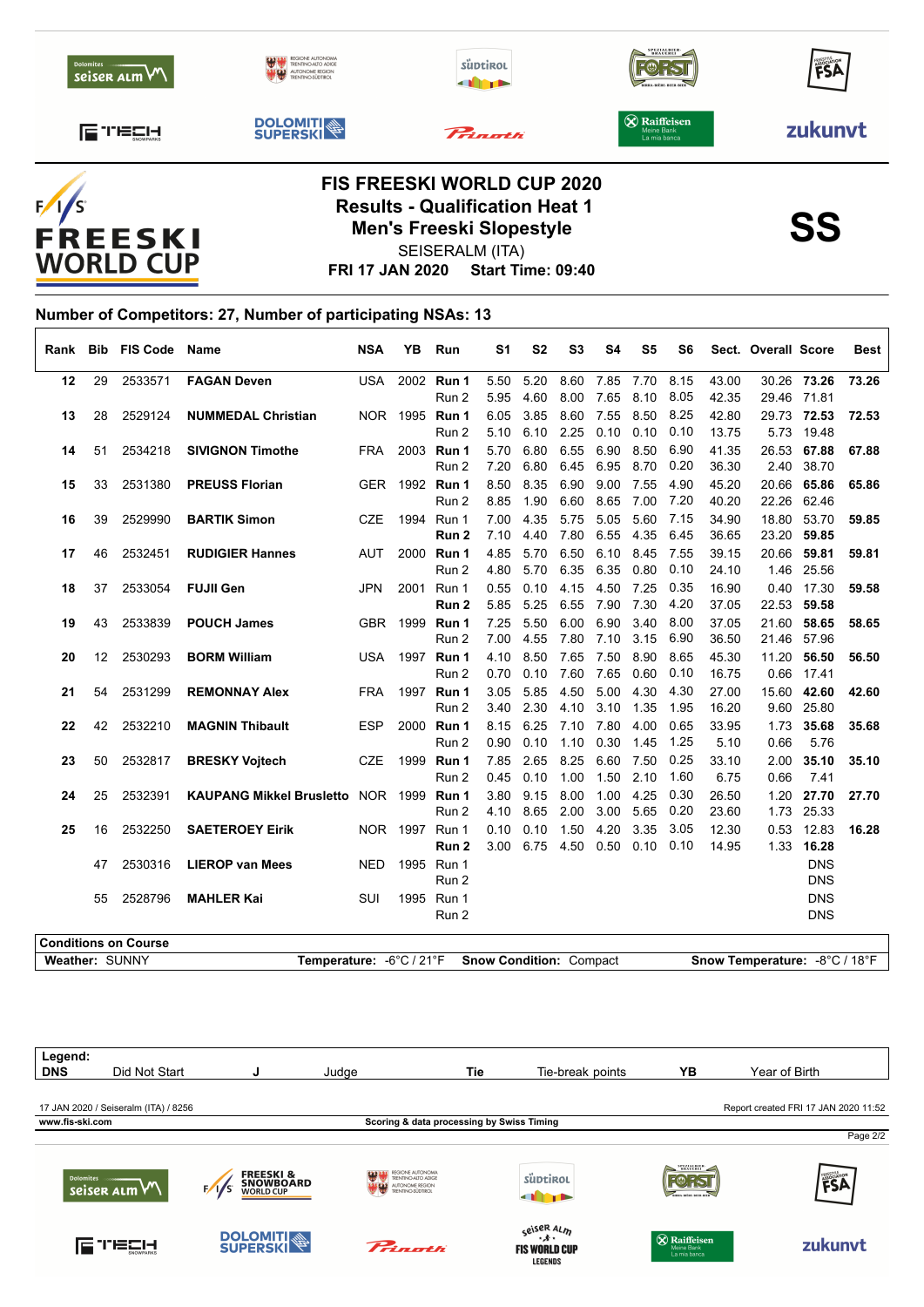# FIS FREESKI WORLD CUP 2020

## Results - Qualification Heat 1

## Men's Freeski Slopestyle

SEISERALM (ITA)

**FRI 17 JAN 2020 Start Time: 09:40**

**SS**

### Number of Competitors: 27, Number of participating NSAs: 13

| Rank | Bib | FIS Code | Name | NSA | YB | Run | S1 | S2 | S3 | S4 | S5 | S6 | Sect. | Overall | Score | Best |
|---|---|---|---|---|---|---|---|---|---|---|---|---|---|---|---|---|
| 12 | 29 | 2533571 | **FAGAN Deven** | USA | 2002 | **Run 1** | 5.50 | 5.20 | 8.60 | 7.85 | 7.70 | 8.15 | 43.00 | 30.26 | **73.26** | **73.26** |
| | | | | | | Run 2 | 5.95 | 4.60 | 8.00 | 7.65 | 8.10 | 8.05 | 42.35 | 29.46 | 71.81 | |
| 13 | 28 | 2529124 | **NUMMEDAL Christian** | NOR | 1995 | **Run 1** | 6.05 | 3.85 | 8.60 | 7.55 | 8.50 | 8.25 | 42.80 | 29.73 | **72.53** | **72.53** |
| | | | | | | Run 2 | 5.10 | 6.10 | 2.25 | 0.10 | 0.10 | 0.10 | 13.75 | 5.73 | 19.48 | |
| 14 | 51 | 2534218 | **SIVIGNON Timothe** | FRA | 2003 | **Run 1** | 5.70 | 6.80 | 6.55 | 6.90 | 8.50 | 6.90 | 41.35 | 26.53 | **67.88** | **67.88** |
| | | | | | | Run 2 | 7.20 | 6.80 | 6.45 | 6.95 | 8.70 | 0.20 | 36.30 | 2.40 | 38.70 | |
| 15 | 33 | 2531380 | **PREUSS Florian** | GER | 1992 | **Run 1** | 8.50 | 8.35 | 6.90 | 9.00 | 7.55 | 4.90 | 45.20 | 20.66 | **65.86** | **65.86** |
| | | | | | | Run 2 | 8.85 | 1.90 | 6.60 | 8.65 | 7.00 | 7.20 | 40.20 | 22.26 | 62.46 | |
| 16 | 39 | 2529990 | **BARTIK Simon** | CZE | 1994 | Run 1 | 7.00 | 4.35 | 5.75 | 5.05 | 5.60 | 7.15 | 34.90 | 18.80 | 53.70 | **59.85** |
| | | | | | | **Run 2** | 7.10 | 4.40 | 7.80 | 6.55 | 4.35 | 6.45 | 36.65 | 23.20 | **59.85** | |
| 17 | 46 | 2532451 | **RUDIGIER Hannes** | AUT | 2000 | **Run 1** | 4.85 | 5.70 | 6.50 | 6.10 | 8.45 | 7.55 | 39.15 | 20.66 | **59.81** | **59.81** |
| | | | | | | Run 2 | 4.80 | 5.70 | 6.35 | 6.35 | 0.80 | 0.10 | 24.10 | 1.46 | 25.56 | |
| 18 | 37 | 2533054 | **FUJII Gen** | JPN | 2001 | Run 1 | 0.55 | 0.10 | 4.15 | 4.50 | 7.25 | 0.35 | 16.90 | 0.40 | 17.30 | **59.58** |
| | | | | | | **Run 2** | 5.85 | 5.25 | 6.55 | 7.90 | 7.30 | 4.20 | 37.05 | 22.53 | **59.58** | |
| 19 | 43 | 2533839 | **POUCH James** | GBR | 1999 | **Run 1** | 7.25 | 5.50 | 6.00 | 6.90 | 3.40 | 8.00 | 37.05 | 21.60 | **58.65** | **58.65** |
| | | | | | | Run 2 | 7.00 | 4.55 | 7.80 | 7.10 | 3.15 | 6.90 | 36.50 | 21.46 | 57.96 | |
| 20 | 12 | 2530293 | **BORM William** | USA | 1997 | **Run 1** | 4.10 | 8.50 | 7.65 | 7.50 | 8.90 | 8.65 | 45.30 | 11.20 | **56.50** | **56.50** |
| | | | | | | Run 2 | 0.70 | 0.10 | 7.60 | 7.65 | 0.60 | 0.10 | 16.75 | 0.66 | 17.41 | |
| 21 | 54 | 2531299 | **REMONNAY Alex** | FRA | 1997 | **Run 1** | 3.05 | 5.85 | 4.50 | 5.00 | 4.30 | 4.30 | 27.00 | 15.60 | **42.60** | **42.60** |
| | | | | | | Run 2 | 3.40 | 2.30 | 4.10 | 3.10 | 1.35 | 1.95 | 16.20 | 9.60 | 25.80 | |
| 22 | 42 | 2532210 | **MAGNIN Thibault** | ESP | 2000 | **Run 1** | 8.15 | 6.25 | 7.10 | 7.80 | 4.00 | 0.65 | 33.95 | 1.73 | **35.68** | **35.68** |
| | | | | | | Run 2 | 0.90 | 0.10 | 1.10 | 0.30 | 1.45 | 1.25 | 5.10 | 0.66 | 5.76 | |
| 23 | 50 | 2532817 | **BRESKY Vojtech** | CZE | 1999 | **Run 1** | 7.85 | 2.65 | 8.25 | 6.60 | 7.50 | 0.25 | 33.10 | 2.00 | **35.10** | **35.10** |
| | | | | | | Run 2 | 0.45 | 0.10 | 1.00 | 1.50 | 2.10 | 1.60 | 6.75 | 0.66 | 7.41 | |
| 24 | 25 | 2532391 | **KAUPANG Mikkel Brusletto** | NOR | 1999 | **Run 1** | 3.80 | 9.15 | 8.00 | 1.00 | 4.25 | 0.30 | 26.50 | 1.20 | **27.70** | **27.70** |
| | | | | | | Run 2 | 4.10 | 8.65 | 2.00 | 3.00 | 5.65 | 0.20 | 23.60 | 1.73 | 25.33 | |
| 25 | 16 | 2532250 | **SAETEROEY Eirik** | NOR | 1997 | Run 1 | 0.10 | 0.10 | 1.50 | 4.20 | 3.35 | 3.05 | 12.30 | 0.53 | 12.83 | **16.28** |
| | | | | | | **Run 2** | 3.00 | 6.75 | 4.50 | 0.50 | 0.10 | 0.10 | 14.95 | 1.33 | **16.28** | |
| | 47 | 2530316 | **LIEROP van Mees** | NED | 1995 | Run 1 | | | | | | | | | DNS | |
| | | | | | | Run 2 | | | | | | | | | DNS | |
| | 55 | 2528796 | **MAHLER Kai** | SUI | 1995 | Run 1 | | | | | | | | | DNS | |
| | | | | | | Run 2 | | | | | | | | | DNS | |

**Conditions on Course**

**Weather:** SUNNY | **Temperature:** -6°C / 21°F | **Snow Condition:** Compact | **Snow Temperature:** -8°C / 18°F

**Legend:**

| | | | | | | | |
|---|---|---|---|---|---|---|---|
| **DNS** | Did Not Start | **J** | Judge | **Tie** | Tie-break points | **YB** | Year of Birth |

17 JAN 2020 / Seiseralm (ITA) / 8256

Report created FRI 17 JAN 2020 11:52

**www.fis-ski.com**

**Scoring & data processing by Swiss Timing**